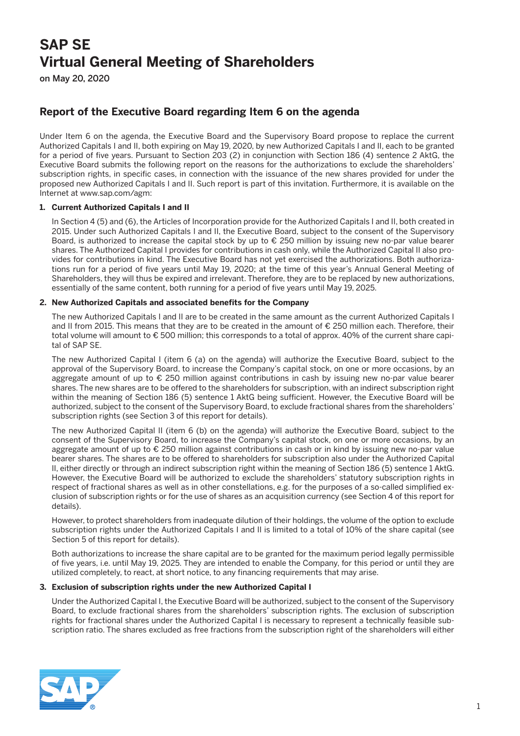# SAP SE
# Virtual General Meeting of Shareholders

on May 20, 2020

## Report of the Executive Board regarding Item 6 on the agenda

Under Item 6 on the agenda, the Executive Board and the Supervisory Board propose to replace the current Authorized Capitals I and II, both expiring on May 19, 2020, by new Authorized Capitals I and II, each to be granted for a period of five years. Pursuant to Section 203 (2) in conjunction with Section 186 (4) sentence 2 AktG, the Executive Board submits the following report on the reasons for the authorizations to exclude the shareholders' subscription rights, in specific cases, in connection with the issuance of the new shares provided for under the proposed new Authorized Capitals I and II. Such report is part of this invitation. Furthermore, it is available on the Internet at www.sap.com/agm:

### 1. Current Authorized Capitals I and II

In Section 4 (5) and (6), the Articles of Incorporation provide for the Authorized Capitals I and II, both created in 2015. Under such Authorized Capitals I and II, the Executive Board, subject to the consent of the Supervisory Board, is authorized to increase the capital stock by up to € 250 million by issuing new no-par value bearer shares. The Authorized Capital I provides for contributions in cash only, while the Authorized Capital II also provides for contributions in kind. The Executive Board has not yet exercised the authorizations. Both authorizations run for a period of five years until May 19, 2020; at the time of this year's Annual General Meeting of Shareholders, they will thus be expired and irrelevant. Therefore, they are to be replaced by new authorizations, essentially of the same content, both running for a period of five years until May 19, 2025.

### 2. New Authorized Capitals and associated benefits for the Company

The new Authorized Capitals I and II are to be created in the same amount as the current Authorized Capitals I and II from 2015. This means that they are to be created in the amount of € 250 million each. Therefore, their total volume will amount to € 500 million; this corresponds to a total of approx. 40% of the current share capital of SAP SE.

The new Authorized Capital I (item 6 (a) on the agenda) will authorize the Executive Board, subject to the approval of the Supervisory Board, to increase the Company's capital stock, on one or more occasions, by an aggregate amount of up to € 250 million against contributions in cash by issuing new no-par value bearer shares. The new shares are to be offered to the shareholders for subscription, with an indirect subscription right within the meaning of Section 186 (5) sentence 1 AktG being sufficient. However, the Executive Board will be authorized, subject to the consent of the Supervisory Board, to exclude fractional shares from the shareholders' subscription rights (see Section 3 of this report for details).

The new Authorized Capital II (item 6 (b) on the agenda) will authorize the Executive Board, subject to the consent of the Supervisory Board, to increase the Company's capital stock, on one or more occasions, by an aggregate amount of up to € 250 million against contributions in cash or in kind by issuing new no-par value bearer shares. The shares are to be offered to shareholders for subscription also under the Authorized Capital II, either directly or through an indirect subscription right within the meaning of Section 186 (5) sentence 1 AktG. However, the Executive Board will be authorized to exclude the shareholders' statutory subscription rights in respect of fractional shares as well as in other constellations, e.g. for the purposes of a so-called simplified exclusion of subscription rights or for the use of shares as an acquisition currency (see Section 4 of this report for details).

However, to protect shareholders from inadequate dilution of their holdings, the volume of the option to exclude subscription rights under the Authorized Capitals I and II is limited to a total of 10% of the share capital (see Section 5 of this report for details).

Both authorizations to increase the share capital are to be granted for the maximum period legally permissible of five years, i.e. until May 19, 2025. They are intended to enable the Company, for this period or until they are utilized completely, to react, at short notice, to any financing requirements that may arise.

### 3. Exclusion of subscription rights under the new Authorized Capital I

Under the Authorized Capital I, the Executive Board will be authorized, subject to the consent of the Supervisory Board, to exclude fractional shares from the shareholders' subscription rights. The exclusion of subscription rights for fractional shares under the Authorized Capital I is necessary to represent a technically feasible subscription ratio. The shares excluded as free fractions from the subscription right of the shareholders will either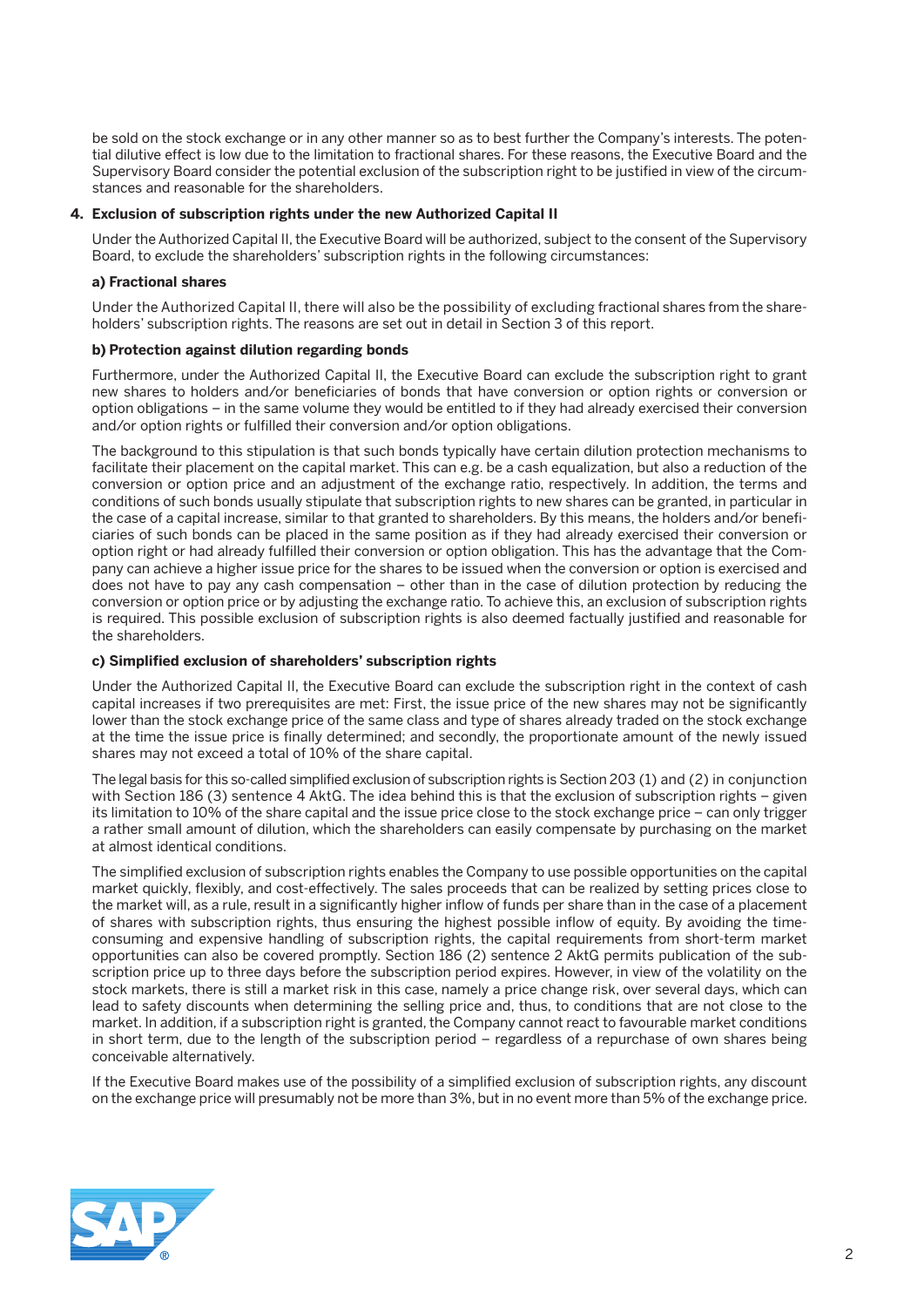be sold on the stock exchange or in any other manner so as to best further the Company's interests. The potential dilutive effect is low due to the limitation to fractional shares. For these reasons, the Executive Board and the Supervisory Board consider the potential exclusion of the subscription right to be justified in view of the circumstances and reasonable for the shareholders.

## 4. Exclusion of subscription rights under the new Authorized Capital II

Under the Authorized Capital II, the Executive Board will be authorized, subject to the consent of the Supervisory Board, to exclude the shareholders' subscription rights in the following circumstances:

### a) Fractional shares

Under the Authorized Capital II, there will also be the possibility of excluding fractional shares from the shareholders' subscription rights. The reasons are set out in detail in Section 3 of this report.

### b) Protection against dilution regarding bonds

Furthermore, under the Authorized Capital II, the Executive Board can exclude the subscription right to grant new shares to holders and/or beneficiaries of bonds that have conversion or option rights or conversion or option obligations – in the same volume they would be entitled to if they had already exercised their conversion and/or option rights or fulfilled their conversion and/or option obligations.

The background to this stipulation is that such bonds typically have certain dilution protection mechanisms to facilitate their placement on the capital market. This can e.g. be a cash equalization, but also a reduction of the conversion or option price and an adjustment of the exchange ratio, respectively. In addition, the terms and conditions of such bonds usually stipulate that subscription rights to new shares can be granted, in particular in the case of a capital increase, similar to that granted to shareholders. By this means, the holders and/or beneficiaries of such bonds can be placed in the same position as if they had already exercised their conversion or option right or had already fulfilled their conversion or option obligation. This has the advantage that the Company can achieve a higher issue price for the shares to be issued when the conversion or option is exercised and does not have to pay any cash compensation – other than in the case of dilution protection by reducing the conversion or option price or by adjusting the exchange ratio. To achieve this, an exclusion of subscription rights is required. This possible exclusion of subscription rights is also deemed factually justified and reasonable for the shareholders.

### c) Simplified exclusion of shareholders' subscription rights

Under the Authorized Capital II, the Executive Board can exclude the subscription right in the context of cash capital increases if two prerequisites are met: First, the issue price of the new shares may not be significantly lower than the stock exchange price of the same class and type of shares already traded on the stock exchange at the time the issue price is finally determined; and secondly, the proportionate amount of the newly issued shares may not exceed a total of 10% of the share capital.

The legal basis for this so-called simplified exclusion of subscription rights is Section 203 (1) and (2) in conjunction with Section 186 (3) sentence 4 AktG. The idea behind this is that the exclusion of subscription rights – given its limitation to 10% of the share capital and the issue price close to the stock exchange price – can only trigger a rather small amount of dilution, which the shareholders can easily compensate by purchasing on the market at almost identical conditions.

The simplified exclusion of subscription rights enables the Company to use possible opportunities on the capital market quickly, flexibly, and cost-effectively. The sales proceeds that can be realized by setting prices close to the market will, as a rule, result in a significantly higher inflow of funds per share than in the case of a placement of shares with subscription rights, thus ensuring the highest possible inflow of equity. By avoiding the time-consuming and expensive handling of subscription rights, the capital requirements from short-term market opportunities can also be covered promptly. Section 186 (2) sentence 2 AktG permits publication of the subscription price up to three days before the subscription period expires. However, in view of the volatility on the stock markets, there is still a market risk in this case, namely a price change risk, over several days, which can lead to safety discounts when determining the selling price and, thus, to conditions that are not close to the market. In addition, if a subscription right is granted, the Company cannot react to favourable market conditions in short term, due to the length of the subscription period – regardless of a repurchase of own shares being conceivable alternatively.

If the Executive Board makes use of the possibility of a simplified exclusion of subscription rights, any discount on the exchange price will presumably not be more than 3%, but in no event more than 5% of the exchange price.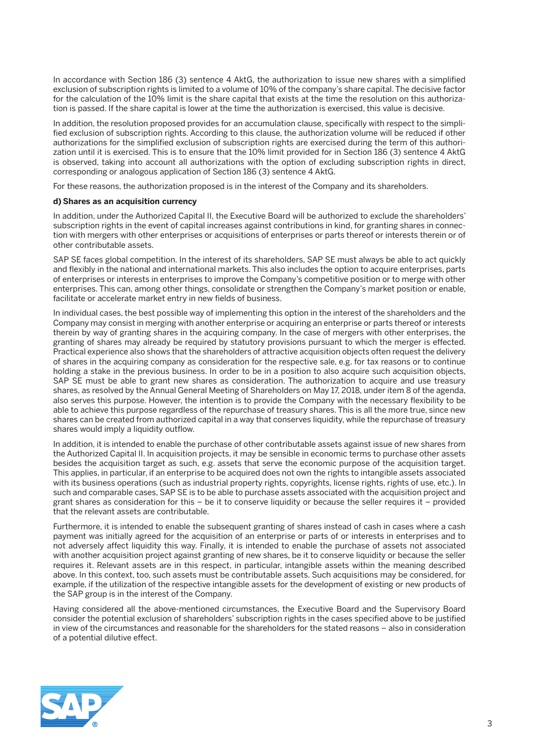In accordance with Section 186 (3) sentence 4 AktG, the authorization to issue new shares with a simplified exclusion of subscription rights is limited to a volume of 10% of the company's share capital. The decisive factor for the calculation of the 10% limit is the share capital that exists at the time the resolution on this authorization is passed. If the share capital is lower at the time the authorization is exercised, this value is decisive.

In addition, the resolution proposed provides for an accumulation clause, specifically with respect to the simplified exclusion of subscription rights. According to this clause, the authorization volume will be reduced if other authorizations for the simplified exclusion of subscription rights are exercised during the term of this authorization until it is exercised. This is to ensure that the 10% limit provided for in Section 186 (3) sentence 4 AktG is observed, taking into account all authorizations with the option of excluding subscription rights in direct, corresponding or analogous application of Section 186 (3) sentence 4 AktG.

For these reasons, the authorization proposed is in the interest of the Company and its shareholders.

**d) Shares as an acquisition currency**

In addition, under the Authorized Capital II, the Executive Board will be authorized to exclude the shareholders' subscription rights in the event of capital increases against contributions in kind, for granting shares in connection with mergers with other enterprises or acquisitions of enterprises or parts thereof or interests therein or of other contributable assets.

SAP SE faces global competition. In the interest of its shareholders, SAP SE must always be able to act quickly and flexibly in the national and international markets. This also includes the option to acquire enterprises, parts of enterprises or interests in enterprises to improve the Company's competitive position or to merge with other enterprises. This can, among other things, consolidate or strengthen the Company's market position or enable, facilitate or accelerate market entry in new fields of business.

In individual cases, the best possible way of implementing this option in the interest of the shareholders and the Company may consist in merging with another enterprise or acquiring an enterprise or parts thereof or interests therein by way of granting shares in the acquiring company. In the case of mergers with other enterprises, the granting of shares may already be required by statutory provisions pursuant to which the merger is effected. Practical experience also shows that the shareholders of attractive acquisition objects often request the delivery of shares in the acquiring company as consideration for the respective sale, e.g. for tax reasons or to continue holding a stake in the previous business. In order to be in a position to also acquire such acquisition objects, SAP SE must be able to grant new shares as consideration. The authorization to acquire and use treasury shares, as resolved by the Annual General Meeting of Shareholders on May 17, 2018, under item 8 of the agenda, also serves this purpose. However, the intention is to provide the Company with the necessary flexibility to be able to achieve this purpose regardless of the repurchase of treasury shares. This is all the more true, since new shares can be created from authorized capital in a way that conserves liquidity, while the repurchase of treasury shares would imply a liquidity outflow.

In addition, it is intended to enable the purchase of other contributable assets against issue of new shares from the Authorized Capital II. In acquisition projects, it may be sensible in economic terms to purchase other assets besides the acquisition target as such, e.g. assets that serve the economic purpose of the acquisition target. This applies, in particular, if an enterprise to be acquired does not own the rights to intangible assets associated with its business operations (such as industrial property rights, copyrights, license rights, rights of use, etc.). In such and comparable cases, SAP SE is to be able to purchase assets associated with the acquisition project and grant shares as consideration for this – be it to conserve liquidity or because the seller requires it – provided that the relevant assets are contributable.

Furthermore, it is intended to enable the subsequent granting of shares instead of cash in cases where a cash payment was initially agreed for the acquisition of an enterprise or parts of or interests in enterprises and to not adversely affect liquidity this way. Finally, it is intended to enable the purchase of assets not associated with another acquisition project against granting of new shares, be it to conserve liquidity or because the seller requires it. Relevant assets are in this respect, in particular, intangible assets within the meaning described above. In this context, too, such assets must be contributable assets. Such acquisitions may be considered, for example, if the utilization of the respective intangible assets for the development of existing or new products of the SAP group is in the interest of the Company.

Having considered all the above-mentioned circumstances, the Executive Board and the Supervisory Board consider the potential exclusion of shareholders' subscription rights in the cases specified above to be justified in view of the circumstances and reasonable for the shareholders for the stated reasons – also in consideration of a potential dilutive effect.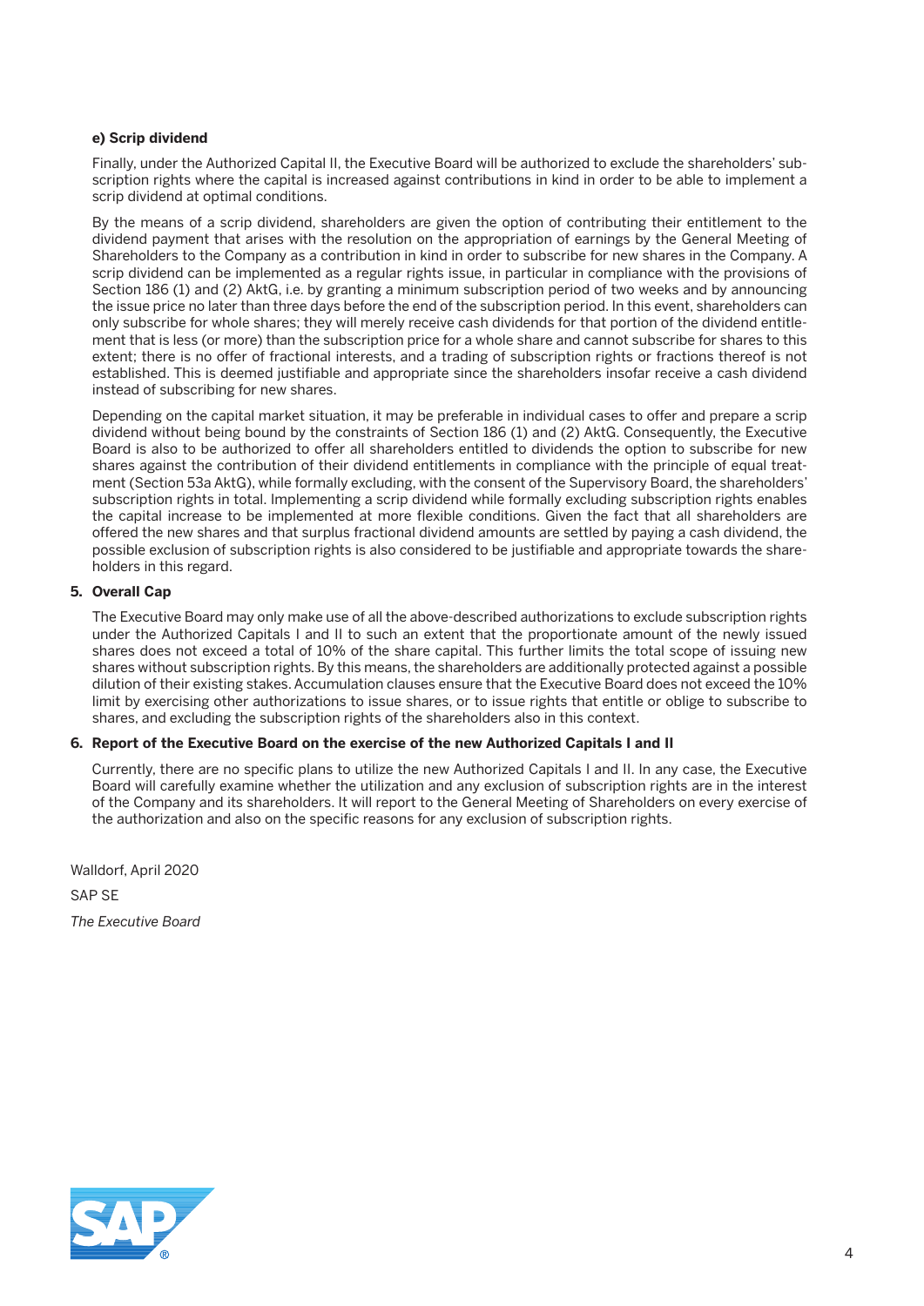**e) Scrip dividend**

Finally, under the Authorized Capital II, the Executive Board will be authorized to exclude the shareholders' subscription rights where the capital is increased against contributions in kind in order to be able to implement a scrip dividend at optimal conditions.

By the means of a scrip dividend, shareholders are given the option of contributing their entitlement to the dividend payment that arises with the resolution on the appropriation of earnings by the General Meeting of Shareholders to the Company as a contribution in kind in order to subscribe for new shares in the Company. A scrip dividend can be implemented as a regular rights issue, in particular in compliance with the provisions of Section 186 (1) and (2) AktG, i.e. by granting a minimum subscription period of two weeks and by announcing the issue price no later than three days before the end of the subscription period. In this event, shareholders can only subscribe for whole shares; they will merely receive cash dividends for that portion of the dividend entitlement that is less (or more) than the subscription price for a whole share and cannot subscribe for shares to this extent; there is no offer of fractional interests, and a trading of subscription rights or fractions thereof is not established. This is deemed justifiable and appropriate since the shareholders insofar receive a cash dividend instead of subscribing for new shares.

Depending on the capital market situation, it may be preferable in individual cases to offer and prepare a scrip dividend without being bound by the constraints of Section 186 (1) and (2) AktG. Consequently, the Executive Board is also to be authorized to offer all shareholders entitled to dividends the option to subscribe for new shares against the contribution of their dividend entitlements in compliance with the principle of equal treatment (Section 53a AktG), while formally excluding, with the consent of the Supervisory Board, the shareholders' subscription rights in total. Implementing a scrip dividend while formally excluding subscription rights enables the capital increase to be implemented at more flexible conditions. Given the fact that all shareholders are offered the new shares and that surplus fractional dividend amounts are settled by paying a cash dividend, the possible exclusion of subscription rights is also considered to be justifiable and appropriate towards the shareholders in this regard.

**5. Overall Cap**

The Executive Board may only make use of all the above-described authorizations to exclude subscription rights under the Authorized Capitals I and II to such an extent that the proportionate amount of the newly issued shares does not exceed a total of 10% of the share capital. This further limits the total scope of issuing new shares without subscription rights. By this means, the shareholders are additionally protected against a possible dilution of their existing stakes. Accumulation clauses ensure that the Executive Board does not exceed the 10% limit by exercising other authorizations to issue shares, or to issue rights that entitle or oblige to subscribe to shares, and excluding the subscription rights of the shareholders also in this context.

**6. Report of the Executive Board on the exercise of the new Authorized Capitals I and II**

Currently, there are no specific plans to utilize the new Authorized Capitals I and II. In any case, the Executive Board will carefully examine whether the utilization and any exclusion of subscription rights are in the interest of the Company and its shareholders. It will report to the General Meeting of Shareholders on every exercise of the authorization and also on the specific reasons for any exclusion of subscription rights.

Walldorf, April 2020

SAP SE

*The Executive Board*